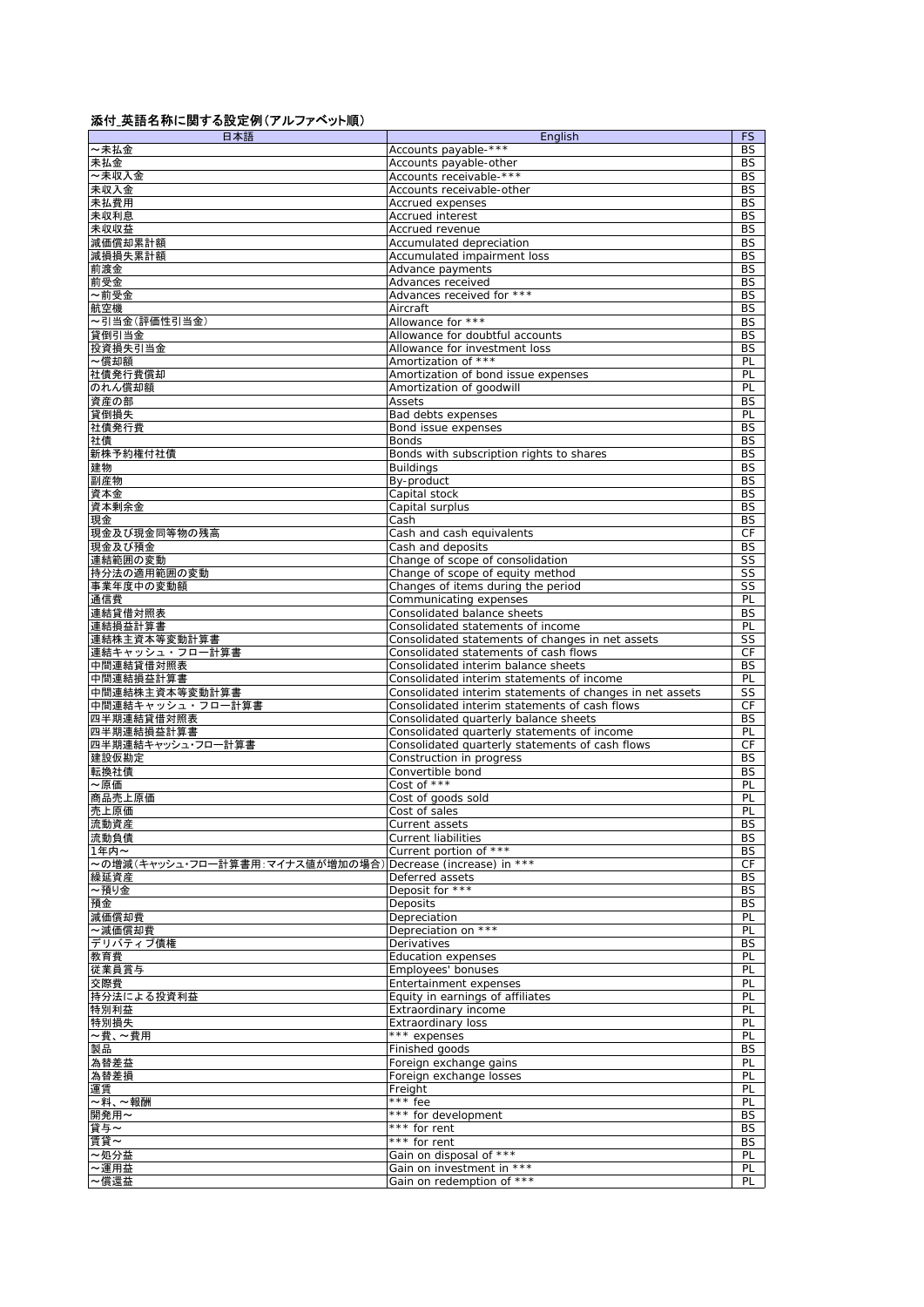## 添付_英語名称に関する設定例(アルファベット順)

| 日本語 | English | FS |
|---|---|---|
| ～未払金 | Accounts payable-*** | BS |
| 未払金 | Accounts payable-other | BS |
| ～未収入金 | Accounts receivable-*** | BS |
| 未収入金 | Accounts receivable-other | BS |
| 未払費用 | Accrued expenses | BS |
| 未収利息 | Accrued interest | BS |
| 未収収益 | Accrued revenue | BS |
| 減価償却累計額 | Accumulated depreciation | BS |
| 減損損失累計額 | Accumulated impairment loss | BS |
| 前渡金 | Advance payments | BS |
| 前受金 | Advances received | BS |
| ～前受金 | Advances received for *** | BS |
| 航空機 | Aircraft | BS |
| ～引当金(評価性引当金) | Allowance for *** | BS |
| 貸倒引当金 | Allowance for doubtful accounts | BS |
| 投資損失引当金 | Allowance for investment loss | BS |
| ～償却額 | Amortization of *** | PL |
| 社債発行費償却 | Amortization of bond issue expenses | PL |
| のれん償却額 | Amortization of goodwill | PL |
| 資産の部 | Assets | BS |
| 貸倒損失 | Bad debts expenses | PL |
| 社債発行費 | Bond issue expenses | BS |
| 社債 | Bonds | BS |
| 新株予約権付社債 | Bonds with subscription rights to shares | BS |
| 建物 | Buildings | BS |
| 副産物 | By-product | BS |
| 資本金 | Capital stock | BS |
| 資本剰余金 | Capital surplus | BS |
| 現金 | Cash | BS |
| 現金及び現金同等物の残高 | Cash and cash equivalents | CF |
| 現金及び預金 | Cash and deposits | BS |
| 連結範囲の変動 | Change of scope of consolidation | SS |
| 持分法の適用範囲の変動 | Change of scope of equity method | SS |
| 事業年度中の変動額 | Changes of items during the period | SS |
| 通信費 | Communicating expenses | PL |
| 連結貸借対照表 | Consolidated balance sheets | BS |
| 連結損益計算書 | Consolidated statements of income | PL |
| 連結株主資本等変動計算書 | Consolidated statements of changes in net assets | SS |
| 連結キャッシュ・フロー計算書 | Consolidated statements of cash flows | CF |
| 中間連結貸借対照表 | Consolidated interim balance sheets | BS |
| 中間連結損益計算書 | Consolidated interim statements of income | PL |
| 中間連結株主資本等変動計算書 | Consolidated interim statements of changes in net assets | SS |
| 中間連結キャッシュ・フロー計算書 | Consolidated interim statements of cash flows | CF |
| 四半期連結貸借対照表 | Consolidated quarterly balance sheets | BS |
| 四半期連結損益計算書 | Consolidated quarterly statements of income | PL |
| 四半期連結キャッシュ･フロー計算書 | Consolidated quarterly statements of cash flows | CF |
| 建設仮勘定 | Construction in progress | BS |
| 転換社債 | Convertible bond | BS |
| ～原価 | Cost of *** | PL |
| 商品売上原価 | Cost of goods sold | PL |
| 売上原価 | Cost of sales | PL |
| 流動資産 | Current assets | BS |
| 流動負債 | Current liabilities | BS |
| 1年内～ | Current portion of *** | BS |
| ～の増減(キャッシュ･フロー計算書用:マイナス値が増加の場合) | Decrease (increase) in *** | CF |
| 繰延資産 | Deferred assets | BS |
| ～預り金 | Deposit for *** | BS |
| 預金 | Deposits | BS |
| 減価償却費 | Depreciation | PL |
| ～減価償却費 | Depreciation on *** | PL |
| デリバティブ債権 | Derivatives | BS |
| 教育費 | Education expenses | PL |
| 従業員賞与 | Employees' bonuses | PL |
| 交際費 | Entertainment expenses | PL |
| 持分法による投資利益 | Equity in earnings of affiliates | PL |
| 特別利益 | Extraordinary income | PL |
| 特別損失 | Extraordinary loss | PL |
| ～費、～費用 | *** expenses | PL |
| 製品 | Finished goods | BS |
| 為替差益 | Foreign exchange gains | PL |
| 為替差損 | Foreign exchange losses | PL |
| 運賃 | Freight | PL |
| ～料、～報酬 | *** fee | PL |
| 開発用～ | *** for development | BS |
| 貸与～ | *** for rent | BS |
| 賃貸～ | *** for rent | BS |
| ～処分益 | Gain on disposal of *** | PL |
| ～運用益 | Gain on investment in *** | PL |
| ～償還益 | Gain on redemption of *** | PL |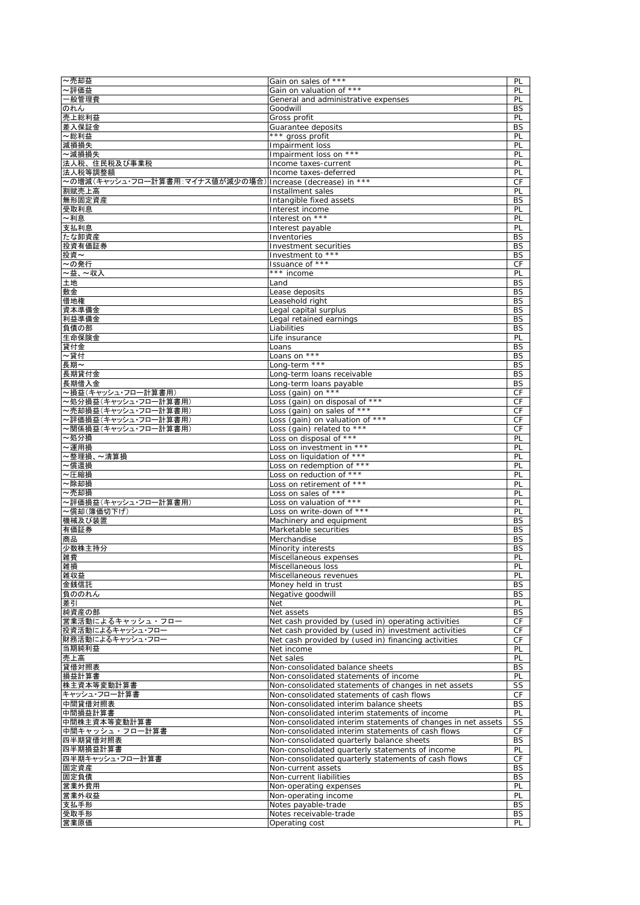| | | |
|---|---|---|
| ～売却益 | Gain on sales of *** | PL |
| ～評価益 | Gain on valuation of *** | PL |
| 一般管理費 | General and administrative expenses | PL |
| のれん | Goodwill | BS |
| 売上総利益 | Gross profit | PL |
| 差入保証金 | Guarantee deposits | BS |
| ～総利益 | *** gross profit | PL |
| 減損損失 | Impairment loss | PL |
| ～減損損失 | Impairment loss on *** | PL |
| 法人税、住民税及び事業税 | Income taxes-current | PL |
| 法人税等調整額 | Income taxes-deferred | PL |
| ～の増減(キャッシュ・フロー計算書用:マイナス値が減少の場合) | Increase (decrease) in *** | CF |
| 割賦売上高 | Installment sales | PL |
| 無形固定資産 | Intangible fixed assets | BS |
| 受取利息 | Interest income | PL |
| ～利息 | Interest on *** | PL |
| 支払利息 | Interest payable | PL |
| たな卸資産 | Inventories | BS |
| 投資有価証券 | Investment securities | BS |
| 投資～ | Investment to *** | BS |
| ～の発行 | Issuance of *** | CF |
| ～益、～収入 | *** income | PL |
| 土地 | Land | BS |
| 敷金 | Lease deposits | BS |
| 借地権 | Leasehold right | BS |
| 資本準備金 | Legal capital surplus | BS |
| 利益準備金 | Legal retained earnings | BS |
| 負債の部 | Liabilities | BS |
| 生命保険金 | Life insurance | PL |
| 貸付金 | Loans | BS |
| ～貸付 | Loans on *** | BS |
| 長期～ | Long-term *** | BS |
| 長期貸付金 | Long-term loans receivable | BS |
| 長期借入金 | Long-term loans payable | BS |
| ～損益(キャッシュ・フロー計算書用) | Loss (gain) on *** | CF |
| ～処分損益(キャッシュ・フロー計算書用) | Loss (gain) on disposal of *** | CF |
| ～売却損益(キャッシュ・フロー計算書用) | Loss (gain) on sales of *** | CF |
| ～評価損益(キャッシュ・フロー計算書用) | Loss (gain) on valuation of *** | CF |
| ～関係損益(キャッシュ・フロー計算書用) | Loss (gain) related to *** | CF |
| ～処分損 | Loss on disposal of *** | PL |
| ～運用損 | Loss on investment in *** | PL |
| ～整理損、～清算損 | Loss on liquidation of *** | PL |
| ～償還損 | Loss on redemption of *** | PL |
| ～圧縮損 | Loss on reduction of *** | PL |
| ～除却損 | Loss on retirement of *** | PL |
| ～売却損 | Loss on sales of *** | PL |
| ～評価損益(キャッシュ・フロー計算書用) | Loss on valuation of *** | PL |
| ～償却(簿価切下げ) | Loss on write-down of *** | PL |
| 機械及び装置 | Machinery and equipment | BS |
| 有価証券 | Marketable securities | BS |
| 商品 | Merchandise | BS |
| 少数株主持分 | Minority interests | BS |
| 雑費 | Miscellaneous expenses | PL |
| 雑損 | Miscellaneous loss | PL |
| 雑収益 | Miscellaneous revenues | PL |
| 金銭信託 | Money held in trust | BS |
| 負ののれん | Negative goodwill | BS |
| 差引 | Net | PL |
| 純資産の部 | Net assets | BS |
| 営業活動によるキャッシュ・フロー | Net cash provided by (used in) operating activities | CF |
| 投資活動によるキャッシュ・フロー | Net cash provided by (used in) investment activities | CF |
| 財務活動によるキャッシュ・フロー | Net cash provided by (used in) financing activities | CF |
| 当期純利益 | Net income | PL |
| 売上高 | Net sales | PL |
| 貸借対照表 | Non-consolidated balance sheets | BS |
| 損益計算書 | Non-consolidated statements of income | PL |
| 株主資本等変動計算書 | Non-consolidated statements of changes in net assets | SS |
| キャッシュ・フロー計算書 | Non-consolidated statements of cash flows | CF |
| 中間貸借対照表 | Non-consolidated interim balance sheets | BS |
| 中間損益計算書 | Non-consolidated interim statements of income | PL |
| 中間株主資本等変動計算書 | Non-consolidated interim statements of changes in net assets | SS |
| 中間キャッシュ・フロー計算書 | Non-consolidated interim statements of cash flows | CF |
| 四半期貸借対照表 | Non-consolidated quarterly balance sheets | BS |
| 四半期損益計算書 | Non-consolidated quarterly statements of income | PL |
| 四半期キャッシュ・フロー計算書 | Non-consolidated quarterly statements of cash flows | CF |
| 固定資産 | Non-current assets | BS |
| 固定負債 | Non-current liabilities | BS |
| 営業外費用 | Non-operating expenses | PL |
| 営業外収益 | Non-operating income | PL |
| 支払手形 | Notes payable-trade | BS |
| 受取手形 | Notes receivable-trade | BS |
| 営業原価 | Operating cost | PL |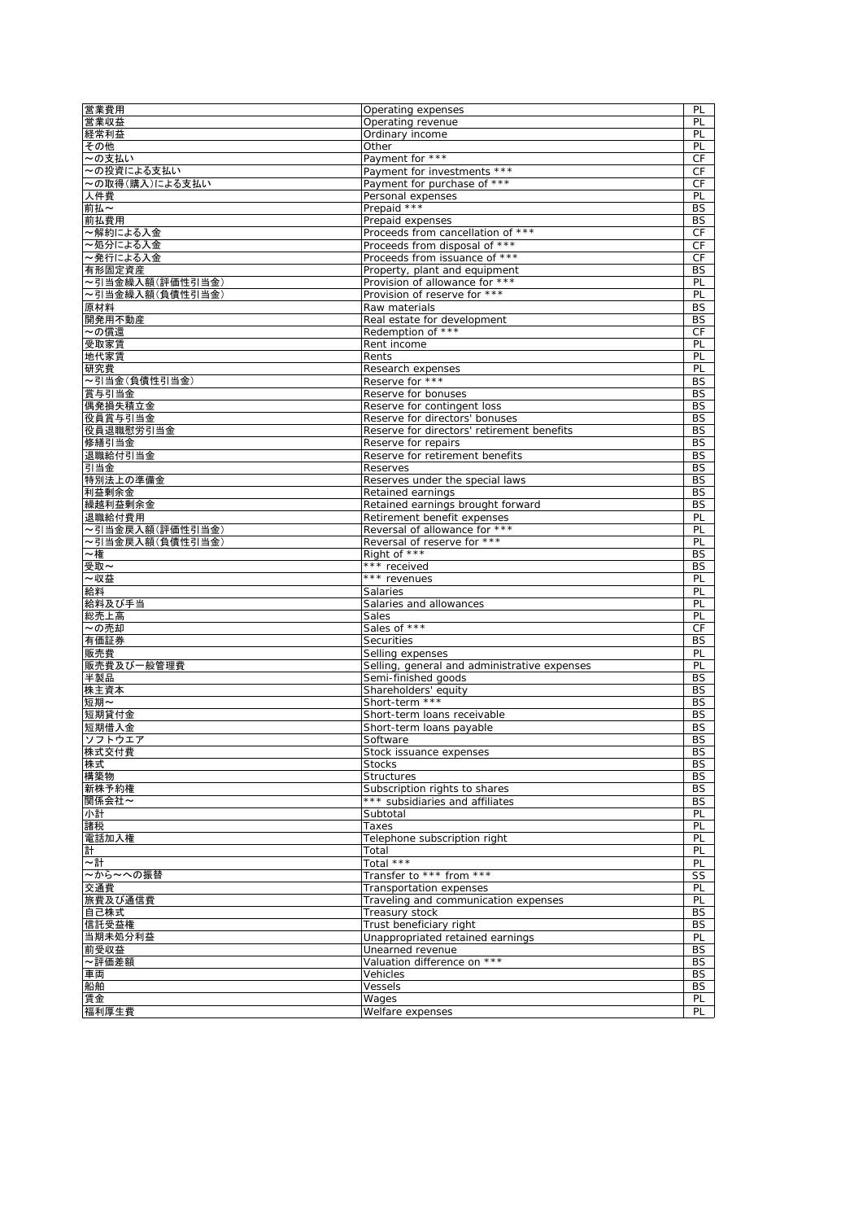| | | |
|---|---|---|
| 営業費用 | Operating expenses | PL |
| 営業収益 | Operating revenue | PL |
| 経常利益 | Ordinary income | PL |
| その他 | Other | PL |
| ～の支払い | Payment for *** | CF |
| ～の投資による支払い | Payment for investments *** | CF |
| ～の取得(購入)による支払い | Payment for purchase of *** | CF |
| 人件費 | Personal expenses | PL |
| 前払～ | Prepaid *** | BS |
| 前払費用 | Prepaid expenses | BS |
| ～解約による入金 | Proceeds from cancellation of *** | CF |
| ～処分による入金 | Proceeds from disposal of *** | CF |
| ～発行による入金 | Proceeds from issuance of *** | CF |
| 有形固定資産 | Property, plant and equipment | BS |
| ～引当金繰入額(評価性引当金) | Provision of allowance for *** | PL |
| ～引当金繰入額(負債性引当金) | Provision of reserve for *** | PL |
| 原材料 | Raw materials | BS |
| 開発用不動産 | Real estate for development | BS |
| ～の償還 | Redemption of *** | CF |
| 受取家賃 | Rent income | PL |
| 地代家賃 | Rents | PL |
| 研究費 | Research expenses | PL |
| ～引当金(負債性引当金) | Reserve for *** | BS |
| 賞与引当金 | Reserve for bonuses | BS |
| 偶発損失積立金 | Reserve for contingent loss | BS |
| 役員賞与引当金 | Reserve for directors' bonuses | BS |
| 役員退職慰労引当金 | Reserve for directors' retirement benefits | BS |
| 修繕引当金 | Reserve for repairs | BS |
| 退職給付引当金 | Reserve for retirement benefits | BS |
| 引当金 | Reserves | BS |
| 特別法上の準備金 | Reserves under the special laws | BS |
| 利益剰余金 | Retained earnings | BS |
| 繰越利益剰余金 | Retained earnings brought forward | BS |
| 退職給付費用 | Retirement benefit expenses | PL |
| ～引当金戻入額(評価性引当金) | Reversal of allowance for *** | PL |
| ～引当金戻入額(負債性引当金) | Reversal of reserve for *** | PL |
| ～権 | Right of *** | BS |
| 受取～ | *** received | BS |
| ～収益 | *** revenues | PL |
| 給料 | Salaries | PL |
| 給料及び手当 | Salaries and allowances | PL |
| 総売上高 | Sales | PL |
| ～の売却 | Sales of *** | CF |
| 有価証券 | Securities | BS |
| 販売費 | Selling expenses | PL |
| 販売費及び一般管理費 | Selling, general and administrative expenses | PL |
| 半製品 | Semi-finished goods | BS |
| 株主資本 | Shareholders' equity | BS |
| 短期～ | Short-term *** | BS |
| 短期貸付金 | Short-term loans receivable | BS |
| 短期借入金 | Short-term loans payable | BS |
| ソフトウエア | Software | BS |
| 株式交付費 | Stock issuance expenses | BS |
| 株式 | Stocks | BS |
| 構築物 | Structures | BS |
| 新株予約権 | Subscription rights to shares | BS |
| 関係会社～ | *** subsidiaries and affiliates | BS |
| 小計 | Subtotal | PL |
| 諸税 | Taxes | PL |
| 電話加入権 | Telephone subscription right | PL |
| 計 | Total | PL |
| ～計 | Total *** | PL |
| ～から～への振替 | Transfer to *** from *** | SS |
| 交通費 | Transportation expenses | PL |
| 旅費及び通信費 | Traveling and communication expenses | PL |
| 自己株式 | Treasury stock | BS |
| 信託受益権 | Trust beneficiary right | BS |
| 当期未処分利益 | Unappropriated retained earnings | PL |
| 前受収益 | Unearned revenue | BS |
| ～評価差額 | Valuation difference on *** | BS |
| 車両 | Vehicles | BS |
| 船舶 | Vessels | BS |
| 賃金 | Wages | PL |
| 福利厚生費 | Welfare expenses | PL |